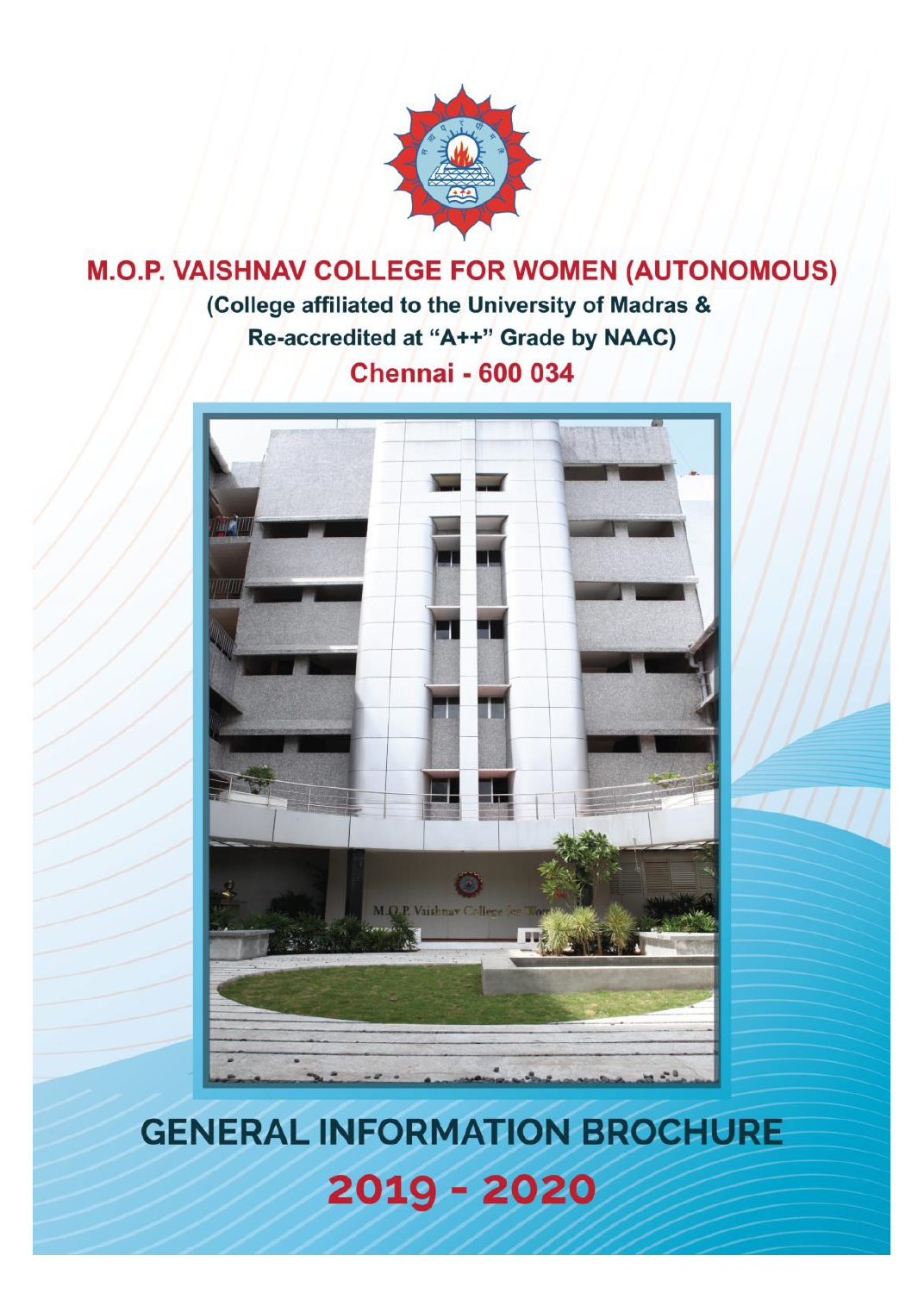# M.O.P. VAISHNAV COLLEGE FOR WOMEN (AUTONOMOUS)

(College affiliated to the University of Madras &
Re-accredited at "A++" Grade by NAAC)

Chennai - 600 034

# GENERAL INFORMATION BROCHURE

## 2019 - 2020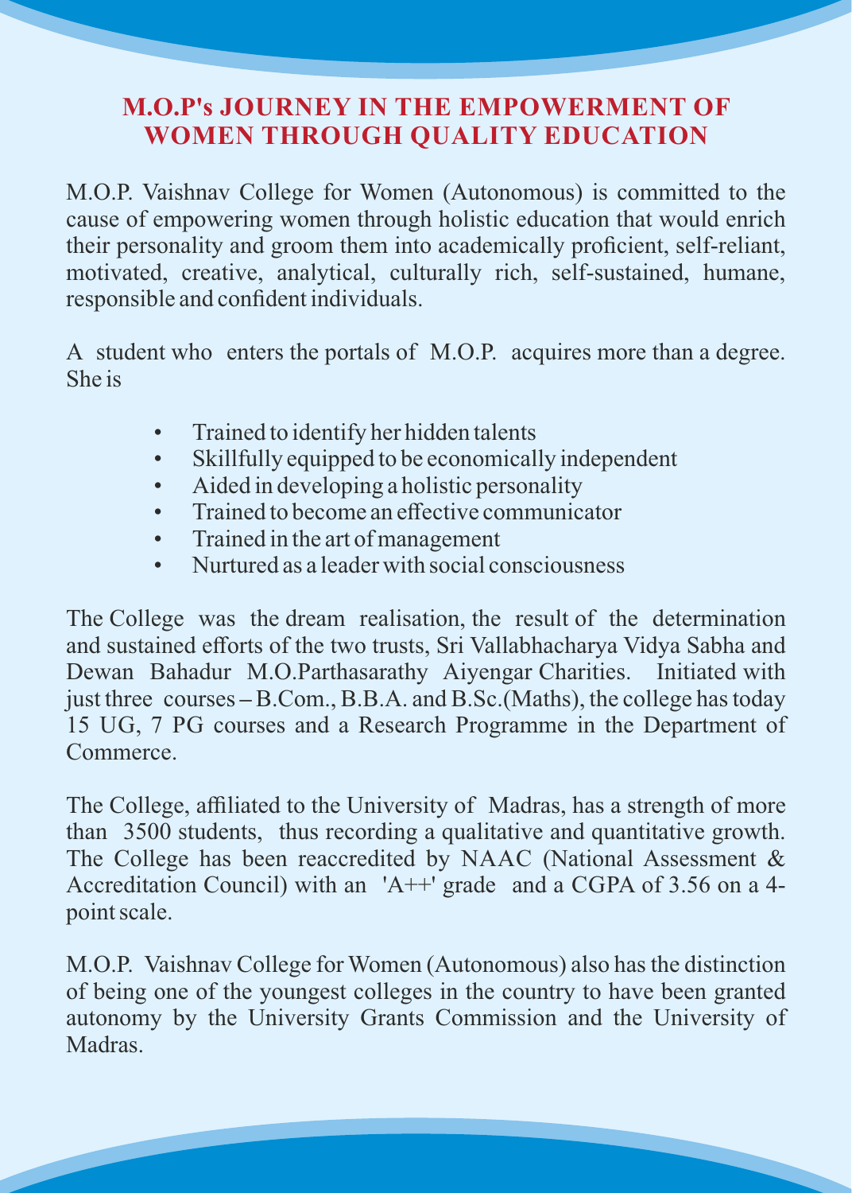# M.O.P's JOURNEY IN THE EMPOWERMENT OF WOMEN THROUGH QUALITY EDUCATION

M.O.P. Vaishnav College for Women (Autonomous) is committed to the cause of empowering women through holistic education that would enrich their personality and groom them into academically proficient, self-reliant, motivated, creative, analytical, culturally rich, self-sustained, humane, responsible and confident individuals.

A student who enters the portals of M.O.P. acquires more than a degree. She is

- Trained to identify her hidden talents
- Skillfully equipped to be economically independent
- Aided in developing a holistic personality
- Trained to become an effective communicator
- Trained in the art of management
- Nurtured as a leader with social consciousness

The College was the dream realisation, the result of the determination and sustained efforts of the two trusts, Sri Vallabhacharya Vidya Sabha and Dewan Bahadur M.O.Parthasarathy Aiyengar Charities. Initiated with just three courses – B.Com., B.B.A. and B.Sc.(Maths), the college has today 15 UG, 7 PG courses and a Research Programme in the Department of Commerce.

The College, affiliated to the University of Madras, has a strength of more than 3500 students, thus recording a qualitative and quantitative growth. The College has been reaccredited by NAAC (National Assessment & Accreditation Council) with an 'A++' grade and a CGPA of 3.56 on a 4-point scale.

M.O.P. Vaishnav College for Women (Autonomous) also has the distinction of being one of the youngest colleges in the country to have been granted autonomy by the University Grants Commission and the University of Madras.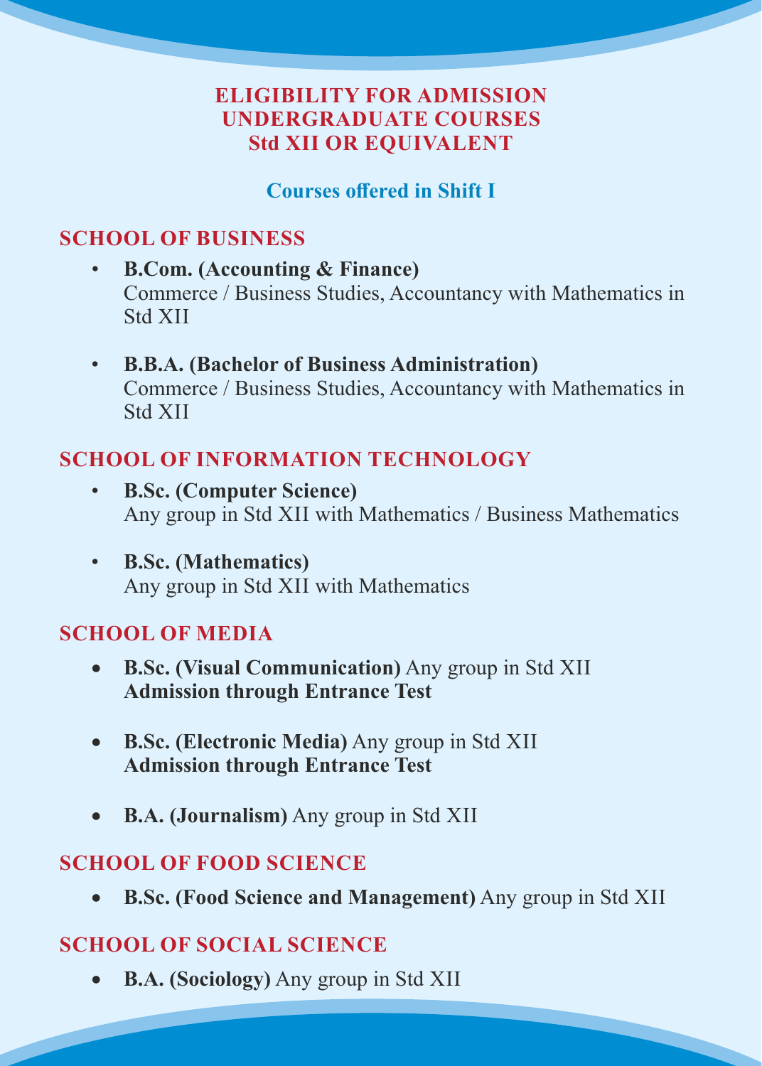# ELIGIBILITY FOR ADMISSION
# UNDERGRADUATE COURSES
# Std XII OR EQUIVALENT

### Courses offered in Shift I

## SCHOOL OF BUSINESS

- **B.Com. (Accounting & Finance)**
  Commerce / Business Studies, Accountancy with Mathematics in Std XII

- **B.B.A. (Bachelor of Business Administration)**
  Commerce / Business Studies, Accountancy with Mathematics in Std XII

## SCHOOL OF INFORMATION TECHNOLOGY

- **B.Sc. (Computer Science)**
  Any group in Std XII with Mathematics / Business Mathematics

- **B.Sc. (Mathematics)**
  Any group in Std XII with Mathematics

## SCHOOL OF MEDIA

- **B.Sc. (Visual Communication)** Any group in Std XII
  **Admission through Entrance Test**

- **B.Sc. (Electronic Media)** Any group in Std XII
  **Admission through Entrance Test**

- **B.A. (Journalism)** Any group in Std XII

## SCHOOL OF FOOD SCIENCE

- **B.Sc. (Food Science and Management)** Any group in Std XII

## SCHOOL OF SOCIAL SCIENCE

- **B.A. (Sociology)** Any group in Std XII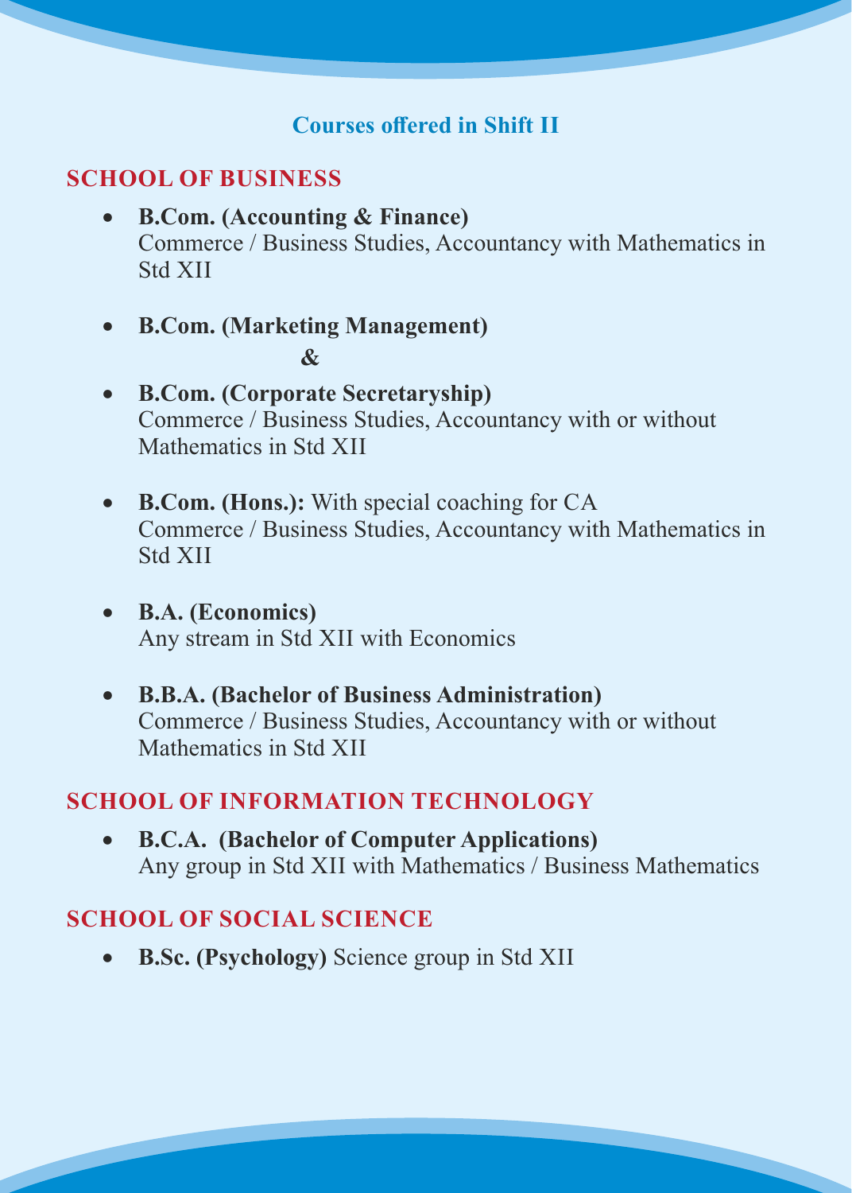## Courses offered in Shift II

### SCHOOL OF BUSINESS

- **B.Com. (Accounting & Finance)**
  Commerce / Business Studies, Accountancy with Mathematics in Std XII

- **B.Com. (Marketing Management)**

  **&**

- **B.Com. (Corporate Secretaryship)**
  Commerce / Business Studies, Accountancy with or without Mathematics in Std XII

- **B.Com. (Hons.):** With special coaching for CA
  Commerce / Business Studies, Accountancy with Mathematics in Std XII

- **B.A. (Economics)**
  Any stream in Std XII with Economics

- **B.B.A. (Bachelor of Business Administration)**
  Commerce / Business Studies, Accountancy with or without Mathematics in Std XII

### SCHOOL OF INFORMATION TECHNOLOGY

- **B.C.A. (Bachelor of Computer Applications)**
  Any group in Std XII with Mathematics / Business Mathematics

### SCHOOL OF SOCIAL SCIENCE

- **B.Sc. (Psychology)** Science group in Std XII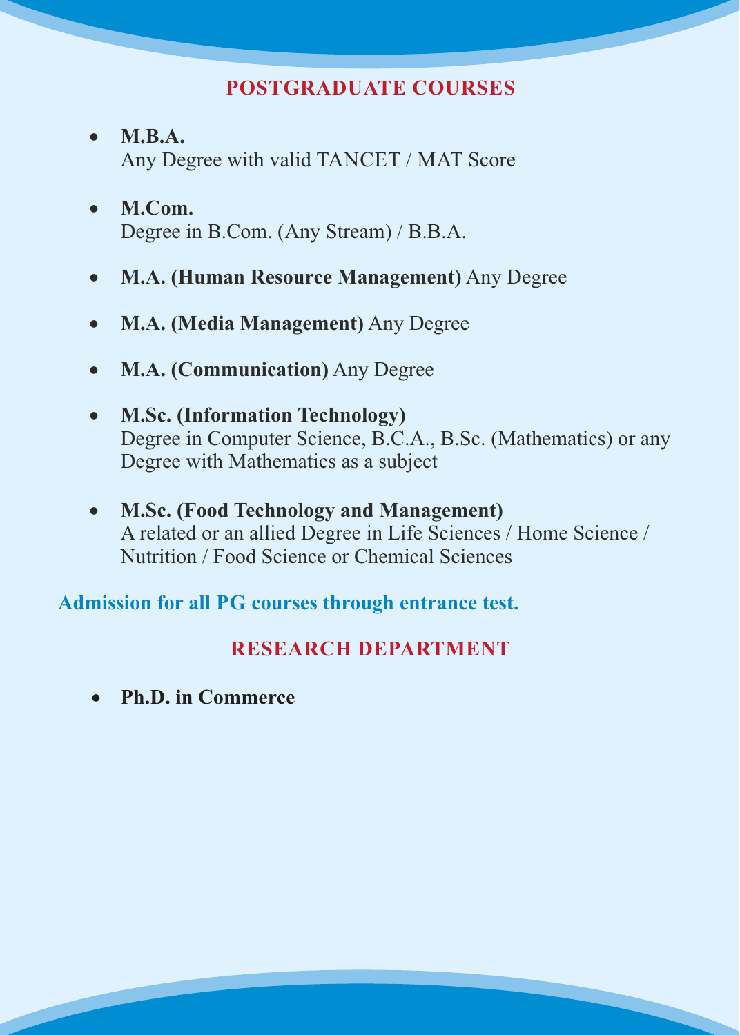## POSTGRADUATE COURSES

- **M.B.A.**
  Any Degree with valid TANCET / MAT Score

- **M.Com.**
  Degree in B.Com. (Any Stream) / B.B.A.

- **M.A. (Human Resource Management)** Any Degree

- **M.A. (Media Management)** Any Degree

- **M.A. (Communication)** Any Degree

- **M.Sc. (Information Technology)**
  Degree in Computer Science, B.C.A., B.Sc. (Mathematics) or any Degree with Mathematics as a subject

- **M.Sc. (Food Technology and Management)**
  A related or an allied Degree in Life Sciences / Home Science / Nutrition / Food Science or Chemical Sciences

**Admission for all PG courses through entrance test.**

## RESEARCH DEPARTMENT

- **Ph.D. in Commerce**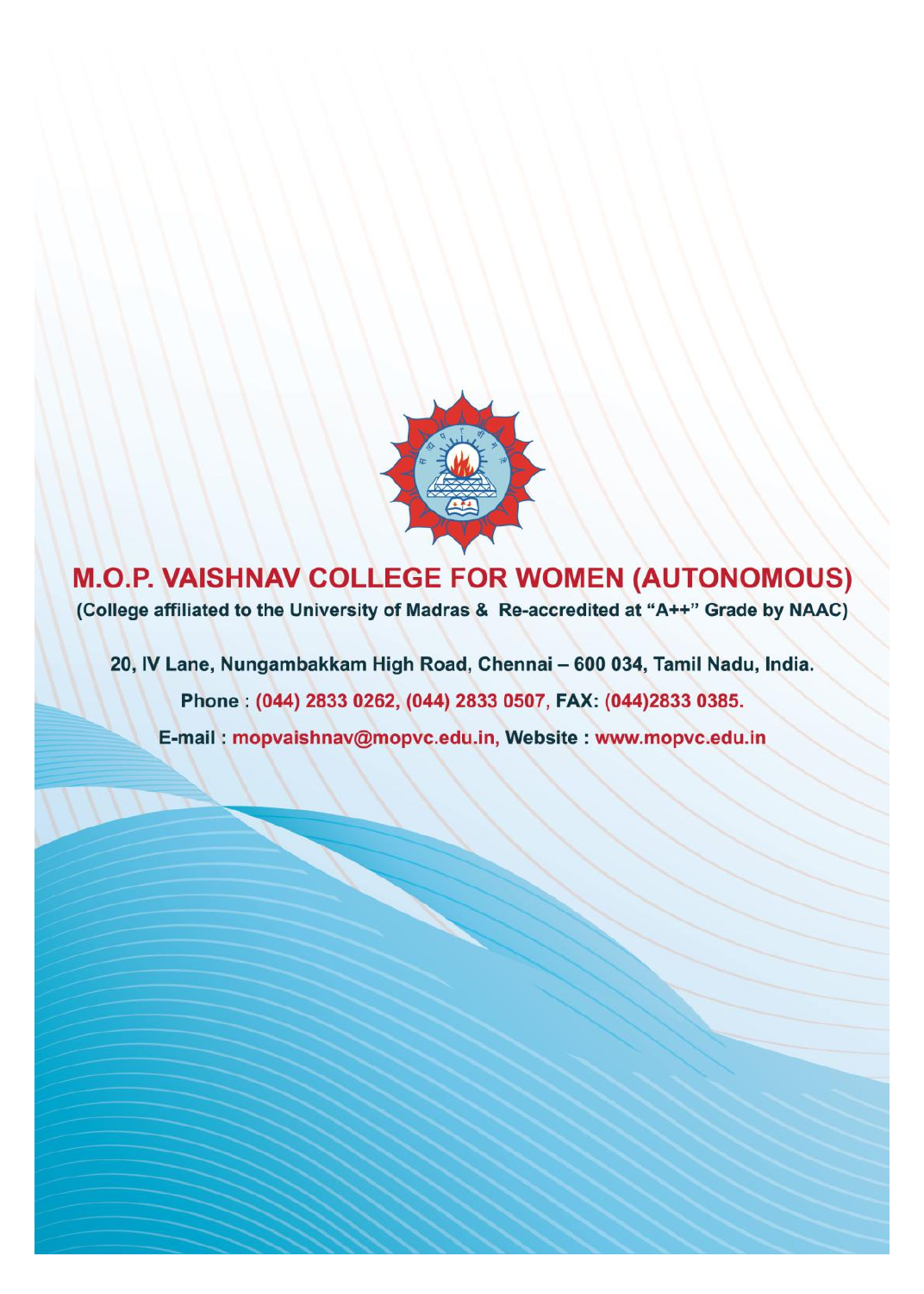# M.O.P. VAISHNAV COLLEGE FOR WOMEN (AUTONOMOUS)

(College affiliated to the University of Madras & Re-accredited at "A++" Grade by NAAC)

20, IV Lane, Nungambakkam High Road, Chennai – 600 034, Tamil Nadu, India.

Phone : (044) 2833 0262, (044) 2833 0507, FAX: (044)2833 0385.

E-mail : mopvaishnav@mopvc.edu.in, Website : www.mopvc.edu.in